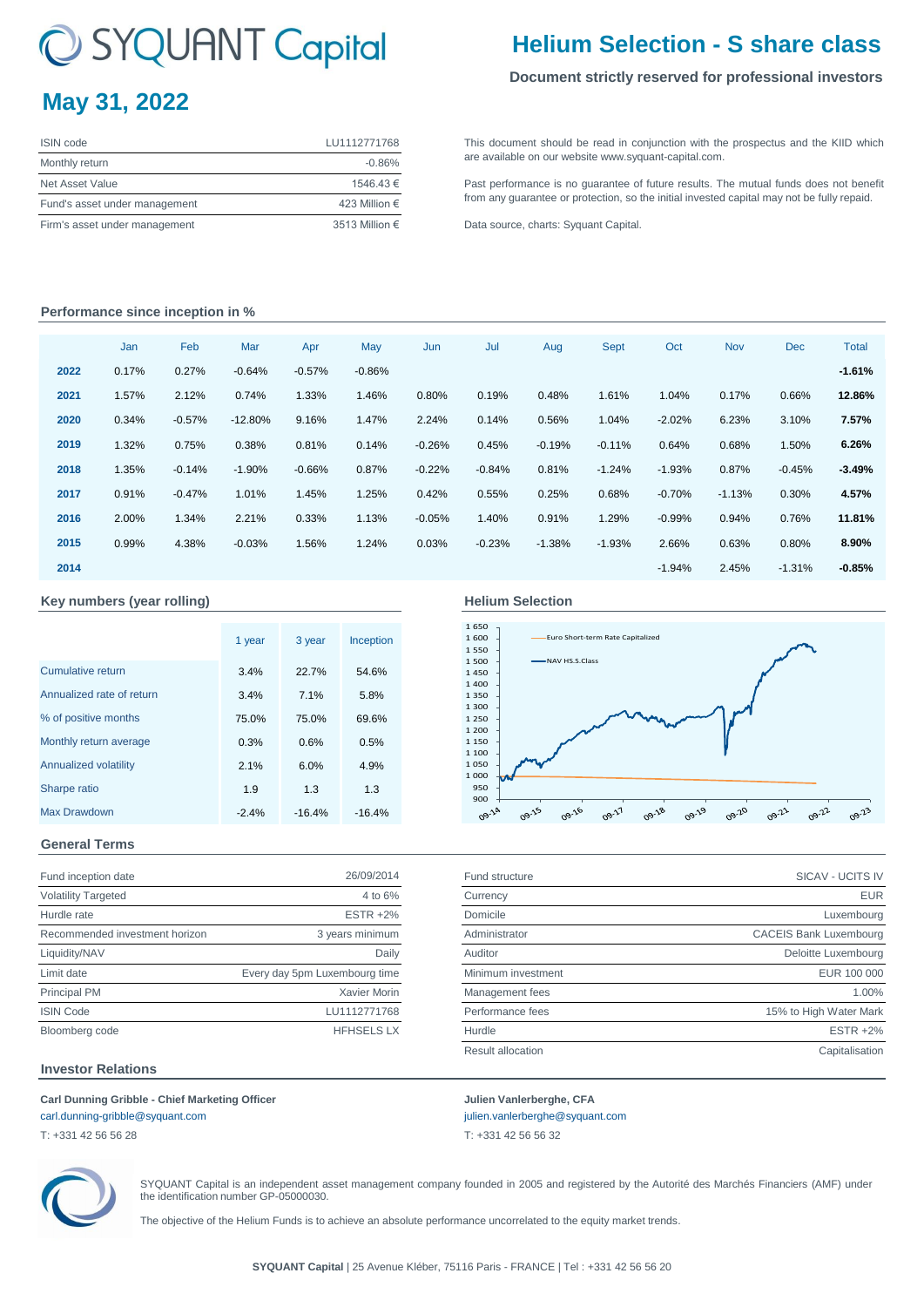# SYQUANT Capital

# Helium Selection - S share class

**Document strictly reserved for professional investors**

## May 31, 2022

| ISIN code | LU1112771768 |
|---|---|
| Monthly return | -0.86% |
| Net Asset Value | 1546.43 € |
| Fund's asset under management | 423 Million € |
| Firm's asset under management | 3513 Million € |

This document should be read in conjunction with the prospectus and the KIID which are available on our website www.syquant-capital.com.

Past performance is no guarantee of future results. The mutual funds does not benefit from any guarantee or protection, so the initial invested capital may not be fully repaid.

Data source, charts: Syquant Capital.

### Performance since inception in %

| | Jan | Feb | Mar | Apr | May | Jun | Jul | Aug | Sept | Oct | Nov | Dec | Total |
|---|---|---|---|---|---|---|---|---|---|---|---|---|---|
| **2022** | 0.17% | 0.27% | -0.64% | -0.57% | -0.86% | | | | | | | | **-1.61%** |
| **2021** | 1.57% | 2.12% | 0.74% | 1.33% | 1.46% | 0.80% | 0.19% | 0.48% | 1.61% | 1.04% | 0.17% | 0.66% | **12.86%** |
| **2020** | 0.34% | -0.57% | -12.80% | 9.16% | 1.47% | 2.24% | 0.14% | 0.56% | 1.04% | -2.02% | 6.23% | 3.10% | **7.57%** |
| **2019** | 1.32% | 0.75% | 0.38% | 0.81% | 0.14% | -0.26% | 0.45% | -0.19% | -0.11% | 0.64% | 0.68% | 1.50% | **6.26%** |
| **2018** | 1.35% | -0.14% | -1.90% | -0.66% | 0.87% | -0.22% | -0.84% | 0.81% | -1.24% | -1.93% | 0.87% | -0.45% | **-3.49%** |
| **2017** | 0.91% | -0.47% | 1.01% | 1.45% | 1.25% | 0.42% | 0.55% | 0.25% | 0.68% | -0.70% | -1.13% | 0.30% | **4.57%** |
| **2016** | 2.00% | 1.34% | 2.21% | 0.33% | 1.13% | -0.05% | 1.40% | 0.91% | 1.29% | -0.99% | 0.94% | 0.76% | **11.81%** |
| **2015** | 0.99% | 4.38% | -0.03% | 1.56% | 1.24% | 0.03% | -0.23% | -1.38% | -1.93% | 2.66% | 0.63% | 0.80% | **8.90%** |
| **2014** | | | | | | | | | | -1.94% | 2.45% | -1.31% | **-0.85%** |

### Key numbers (year rolling)

| | 1 year | 3 year | Inception |
|---|---|---|---|
| Cumulative return | 3.4% | 22.7% | 54.6% |
| Annualized rate of return | 3.4% | 7.1% | 5.8% |
| % of positive months | 75.0% | 75.0% | 69.6% |
| Monthly return average | 0.3% | 0.6% | 0.5% |
| Annualized volatility | 2.1% | 6.0% | 4.9% |
| Sharpe ratio | 1.9 | 1.3 | 1.3 |
| Max Drawdown | -2.4% | -16.4% | -16.4% |

### Helium Selection

### General Terms

| Fund inception date | 26/09/2014 |
|---|---|
| Volatility Targeted | 4 to 6% |
| Hurdle rate | ESTR +2% |
| Recommended investment horizon | 3 years minimum |
| Liquidity/NAV | Daily |
| Limit date | Every day 5pm Luxembourg time |
| Principal PM | Xavier Morin |
| ISIN Code | LU1112771768 |
| Bloomberg code | HFHSELS LX |

| Fund structure | SICAV - UCITS IV |
|---|---|
| Currency | EUR |
| Domicile | Luxembourg |
| Administrator | CACEIS Bank Luxembourg |
| Auditor | Deloitte Luxembourg |
| Minimum investment | EUR 100 000 |
| Management fees | 1.00% |
| Performance fees | 15% to High Water Mark |
| Hurdle | ESTR +2% |
| Result allocation | Capitalisation |

### Investor Relations

**Carl Dunning Gribble - Chief Marketing Officer**
carl.dunning-gribble@syquant.com
T: +331 42 56 56 28

**Julien Vanlerberghe, CFA**
julien.vanlerberghe@syquant.com
T: +331 42 56 56 32

SYQUANT Capital is an independent asset management company founded in 2005 and registered by the Autorité des Marchés Financiers (AMF) under the identification number GP-05000030.

The objective of the Helium Funds is to achieve an absolute performance uncorrelated to the equity market trends.

**SYQUANT Capital** | 25 Avenue Kléber, 75116 Paris - FRANCE | Tel : +331 42 56 56 20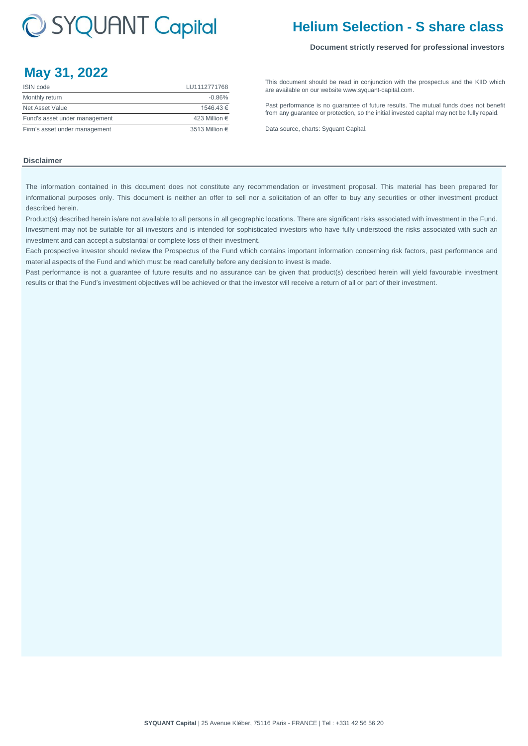# Helium Selection - S share class

**Document strictly reserved for professional investors**

## May 31, 2022

| ISIN code | LU1112771768 |
|---|---|
| Monthly return | -0.86% |
| Net Asset Value | 1546.43 € |
| Fund's asset under management | 423 Million € |
| Firm's asset under management | 3513 Million € |

This document should be read in conjunction with the prospectus and the KIID which are available on our website www.syquant-capital.com.

Past performance is no guarantee of future results. The mutual funds does not benefit from any guarantee or protection, so the initial invested capital may not be fully repaid.

Data source, charts: Syquant Capital.

### Disclaimer

The information contained in this document does not constitute any recommendation or investment proposal. This material has been prepared for informational purposes only. This document is neither an offer to sell nor a solicitation of an offer to buy any securities or other investment product described herein.

Product(s) described herein is/are not available to all persons in all geographic locations. There are significant risks associated with investment in the Fund. Investment may not be suitable for all investors and is intended for sophisticated investors who have fully understood the risks associated with such an investment and can accept a substantial or complete loss of their investment.

Each prospective investor should review the Prospectus of the Fund which contains important information concerning risk factors, past performance and material aspects of the Fund and which must be read carefully before any decision to invest is made.

Past performance is not a guarantee of future results and no assurance can be given that product(s) described herein will yield favourable investment results or that the Fund's investment objectives will be achieved or that the investor will receive a return of all or part of their investment.

**SYQUANT Capital** | 25 Avenue Kléber, 75116 Paris - FRANCE | Tel : +331 42 56 56 20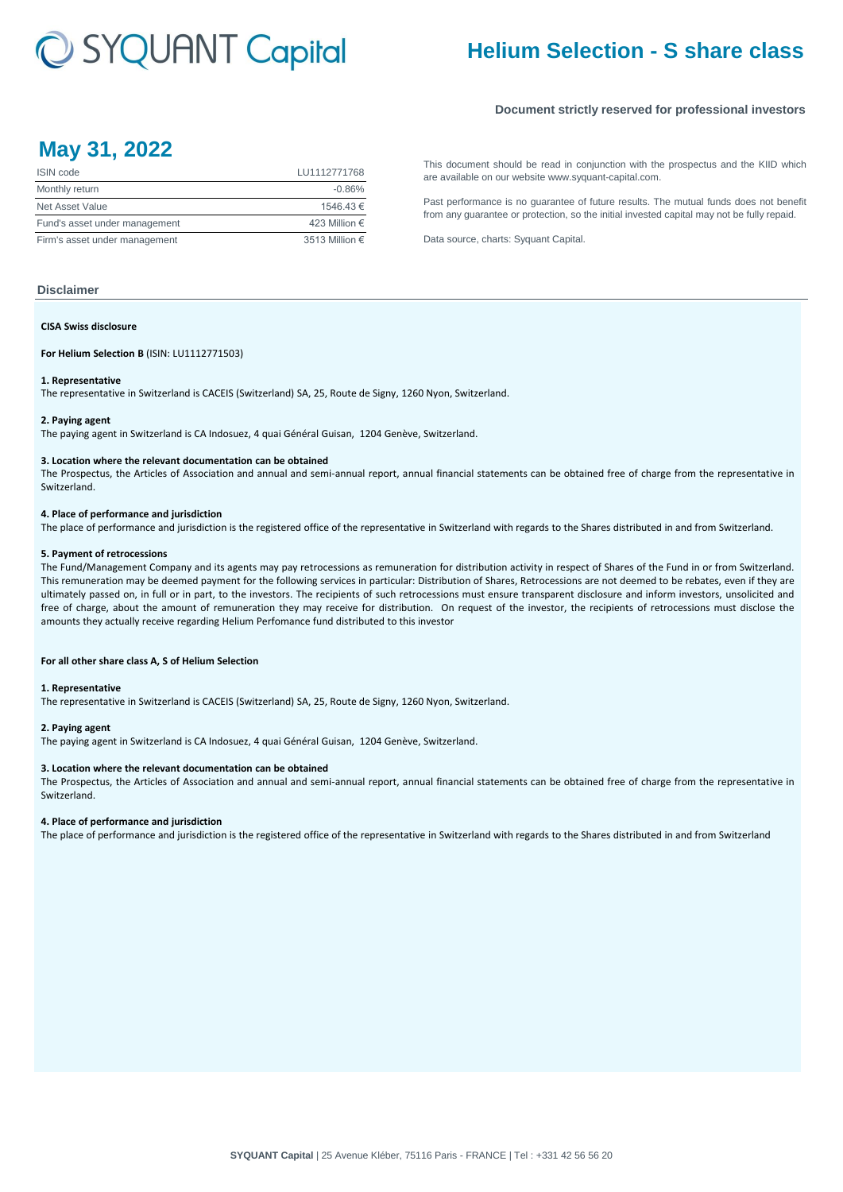SYQUANT Capital

# Helium Selection - S share class

**Document strictly reserved for professional investors**

## May 31, 2022

| | |
|---|---|
| ISIN code | LU1112771768 |
| Monthly return | -0.86% |
| Net Asset Value | 1546.43 € |
| Fund's asset under management | 423 Million € |
| Firm's asset under management | 3513 Million € |

This document should be read in conjunction with the prospectus and the KIID which are available on our website www.syquant-capital.com.

Past performance is no guarantee of future results. The mutual funds does not benefit from any guarantee or protection, so the initial invested capital may not be fully repaid.

Data source, charts: Syquant Capital.

### Disclaimer

**CISA Swiss disclosure**

**For Helium Selection B** (ISIN: LU1112771503)

**1. Representative**
The representative in Switzerland is CACEIS (Switzerland) SA, 25, Route de Signy, 1260 Nyon, Switzerland.

**2. Paying agent**
The paying agent in Switzerland is CA Indosuez, 4 quai Général Guisan, 1204 Genève, Switzerland.

**3. Location where the relevant documentation can be obtained**
The Prospectus, the Articles of Association and annual and semi-annual report, annual financial statements can be obtained free of charge from the representative in Switzerland.

**4. Place of performance and jurisdiction**
The place of performance and jurisdiction is the registered office of the representative in Switzerland with regards to the Shares distributed in and from Switzerland.

**5. Payment of retrocessions**
The Fund/Management Company and its agents may pay retrocessions as remuneration for distribution activity in respect of Shares of the Fund in or from Switzerland. This remuneration may be deemed payment for the following services in particular: Distribution of Shares, Retrocessions are not deemed to be rebates, even if they are ultimately passed on, in full or in part, to the investors. The recipients of such retrocessions must ensure transparent disclosure and inform investors, unsolicited and free of charge, about the amount of remuneration they may receive for distribution. On request of the investor, the recipients of retrocessions must disclose the amounts they actually receive regarding Helium Perfomance fund distributed to this investor

**For all other share class A, S of Helium Selection**

**1. Representative**
The representative in Switzerland is CACEIS (Switzerland) SA, 25, Route de Signy, 1260 Nyon, Switzerland.

**2. Paying agent**
The paying agent in Switzerland is CA Indosuez, 4 quai Général Guisan, 1204 Genève, Switzerland.

**3. Location where the relevant documentation can be obtained**
The Prospectus, the Articles of Association and annual and semi-annual report, annual financial statements can be obtained free of charge from the representative in Switzerland.

**4. Place of performance and jurisdiction**
The place of performance and jurisdiction is the registered office of the representative in Switzerland with regards to the Shares distributed in and from Switzerland

**SYQUANT Capital** | 25 Avenue Kléber, 75116 Paris - FRANCE | Tel : +331 42 56 56 20